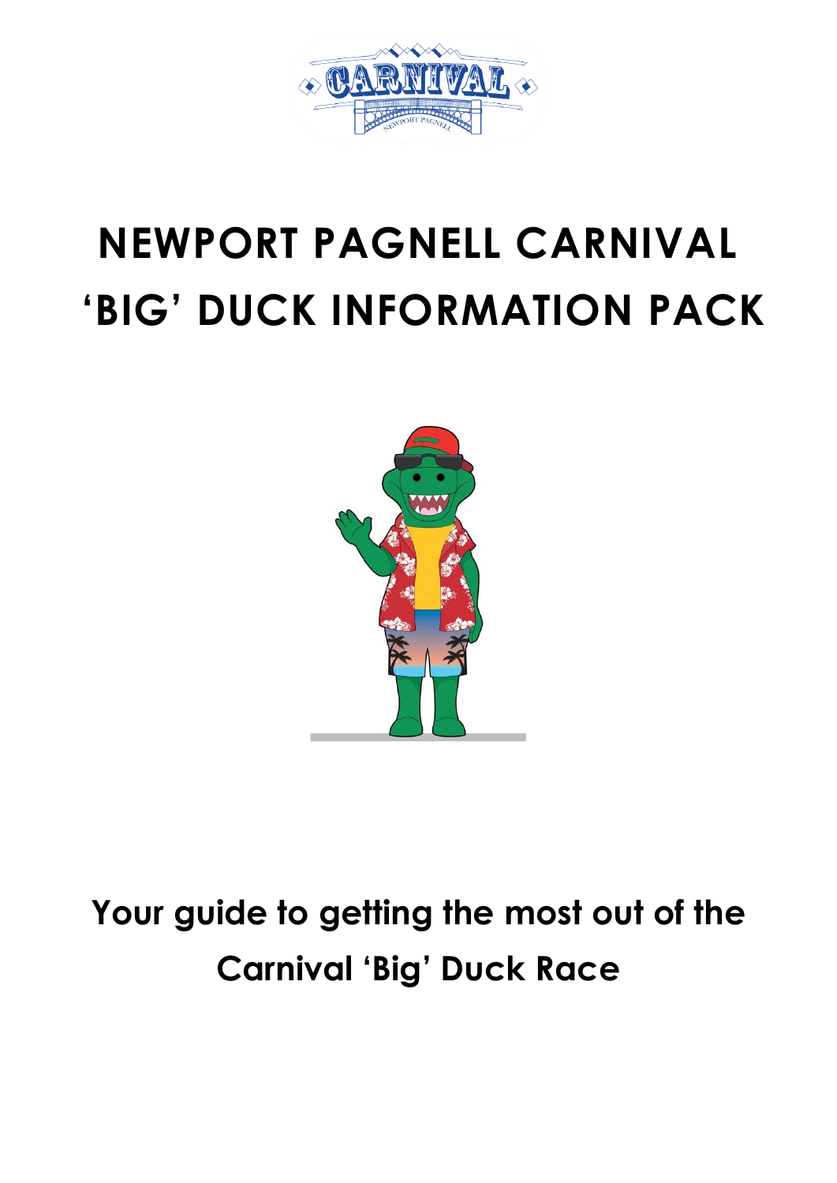# NEWPORT PAGNELL CARNIVAL 'BIG' DUCK INFORMATION PACK

## Your guide to getting the most out of the Carnival 'Big' Duck Race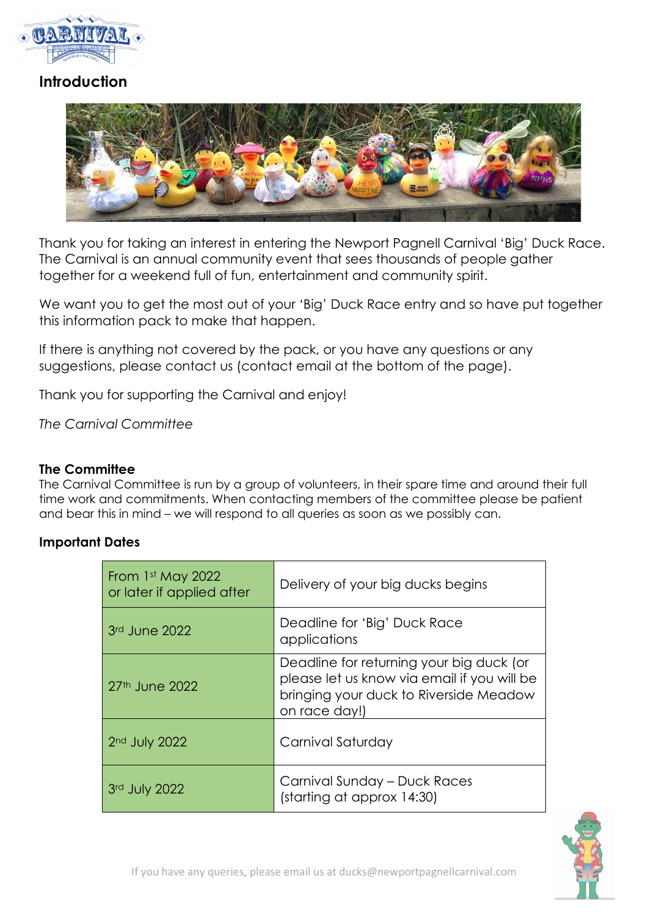## Introduction

Thank you for taking an interest in entering the Newport Pagnell Carnival 'Big' Duck Race. The Carnival is an annual community event that sees thousands of people gather together for a weekend full of fun, entertainment and community spirit.

We want you to get the most out of your 'Big' Duck Race entry and so have put together this information pack to make that happen.

If there is anything not covered by the pack, or you have any questions or any suggestions, please contact us (contact email at the bottom of the page).

Thank you for supporting the Carnival and enjoy!

*The Carnival Committee*

### The Committee

The Carnival Committee is run by a group of volunteers, in their spare time and around their full time work and commitments. When contacting members of the committee please be patient and bear this in mind – we will respond to all queries as soon as we possibly can.

### Important Dates

| | |
|---|---|
| From 1st May 2022 or later if applied after | Delivery of your big ducks begins |
| 3rd June 2022 | Deadline for 'Big' Duck Race applications |
| 27th June 2022 | Deadline for returning your big duck (or please let us know via email if you will be bringing your duck to Riverside Meadow on race day!) |
| 2nd July 2022 | Carnival Saturday |
| 3rd July 2022 | Carnival Sunday – Duck Races (starting at approx 14:30) |

If you have any queries, please email us at ducks@newportpagnellcarnival.com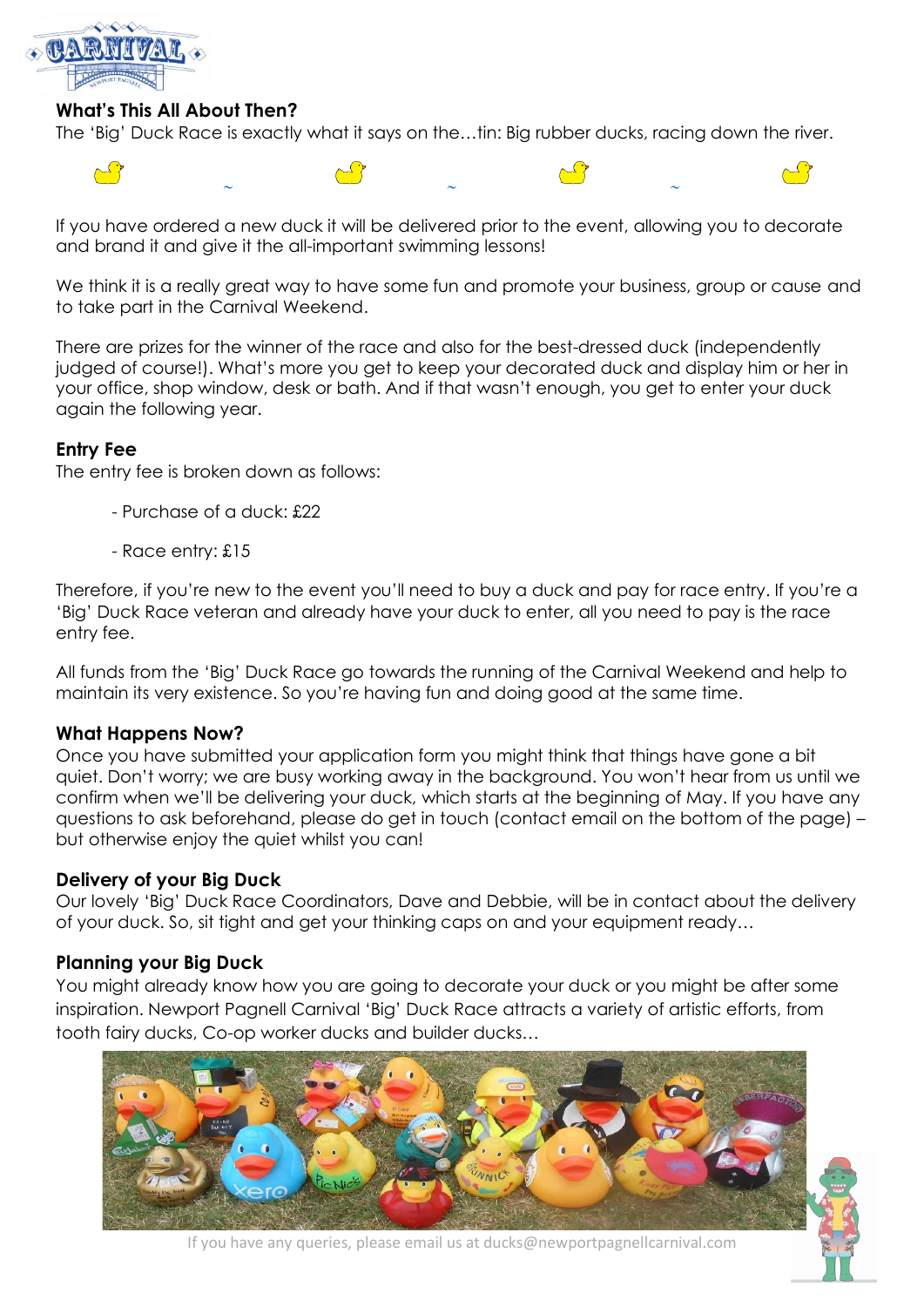## What's This All About Then?

The 'Big' Duck Race is exactly what it says on the…tin: Big rubber ducks, racing down the river.

If you have ordered a new duck it will be delivered prior to the event, allowing you to decorate and brand it and give it the all-important swimming lessons!

We think it is a really great way to have some fun and promote your business, group or cause and to take part in the Carnival Weekend.

There are prizes for the winner of the race and also for the best-dressed duck (independently judged of course!). What's more you get to keep your decorated duck and display him or her in your office, shop window, desk or bath. And if that wasn't enough, you get to enter your duck again the following year.

## Entry Fee

The entry fee is broken down as follows:

- Purchase of a duck: £22
- Race entry: £15

Therefore, if you're new to the event you'll need to buy a duck and pay for race entry. If you're a 'Big' Duck Race veteran and already have your duck to enter, all you need to pay is the race entry fee.

All funds from the 'Big' Duck Race go towards the running of the Carnival Weekend and help to maintain its very existence. So you're having fun and doing good at the same time.

## What Happens Now?

Once you have submitted your application form you might think that things have gone a bit quiet. Don't worry; we are busy working away in the background. You won't hear from us until we confirm when we'll be delivering your duck, which starts at the beginning of May. If you have any questions to ask beforehand, please do get in touch (contact email on the bottom of the page) – but otherwise enjoy the quiet whilst you can!

## Delivery of your Big Duck

Our lovely 'Big' Duck Race Coordinators, Dave and Debbie, will be in contact about the delivery of your duck. So, sit tight and get your thinking caps on and your equipment ready…

## Planning your Big Duck

You might already know how you are going to decorate your duck or you might be after some inspiration. Newport Pagnell Carnival 'Big' Duck Race attracts a variety of artistic efforts, from tooth fairy ducks, Co-op worker ducks and builder ducks…

If you have any queries, please email us at ducks@newportpagnellcarnival.com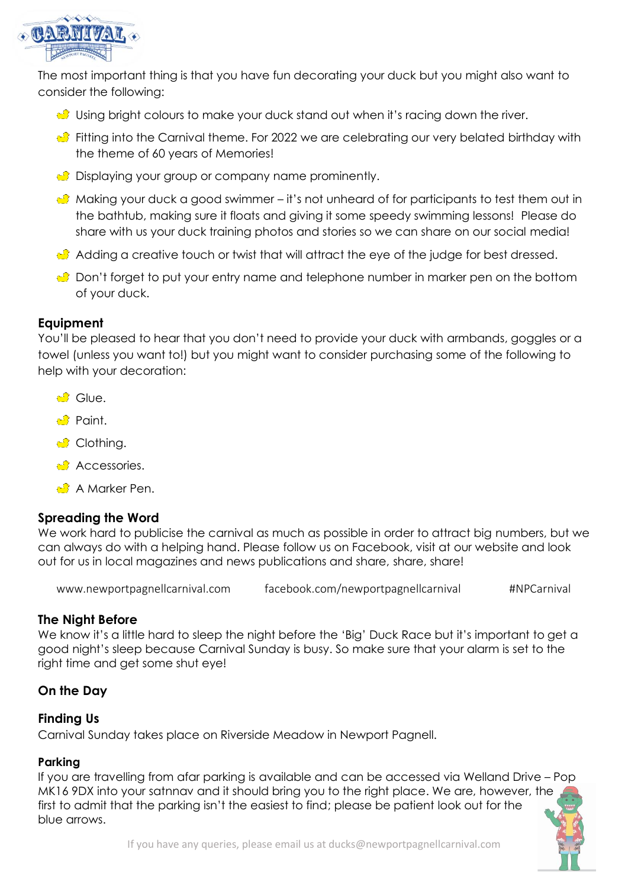The most important thing is that you have fun decorating your duck but you might also want to consider the following:

- Using bright colours to make your duck stand out when it's racing down the river.
- Fitting into the Carnival theme. For 2022 we are celebrating our very belated birthday with the theme of 60 years of Memories!
- Displaying your group or company name prominently.
- Making your duck a good swimmer – it's not unheard of for participants to test them out in the bathtub, making sure it floats and giving it some speedy swimming lessons! Please do share with us your duck training photos and stories so we can share on our social media!
- Adding a creative touch or twist that will attract the eye of the judge for best dressed.
- Don't forget to put your entry name and telephone number in marker pen on the bottom of your duck.

### Equipment

You'll be pleased to hear that you don't need to provide your duck with armbands, goggles or a towel (unless you want to!) but you might want to consider purchasing some of the following to help with your decoration:

- Glue.
- Paint.
- Clothing.
- Accessories.
- A Marker Pen.

### Spreading the Word

We work hard to publicise the carnival as much as possible in order to attract big numbers, but we can always do with a helping hand. Please follow us on Facebook, visit at our website and look out for us in local magazines and news publications and share, share, share!

www.newportpagnellcarnival.com facebook.com/newportpagnellcarnival #NPCarnival

### The Night Before

We know it's a little hard to sleep the night before the 'Big' Duck Race but it's important to get a good night's sleep because Carnival Sunday is busy. So make sure that your alarm is set to the right time and get some shut eye!

### On the Day

### Finding Us

Carnival Sunday takes place on Riverside Meadow in Newport Pagnell.

#### Parking

If you are travelling from afar parking is available and can be accessed via Welland Drive – Pop MK16 9DX into your satnnav and it should bring you to the right place. We are, however, the first to admit that the parking isn't the easiest to find; please be patient look out for the blue arrows.

If you have any queries, please email us at ducks@newportpagnellcarnival.com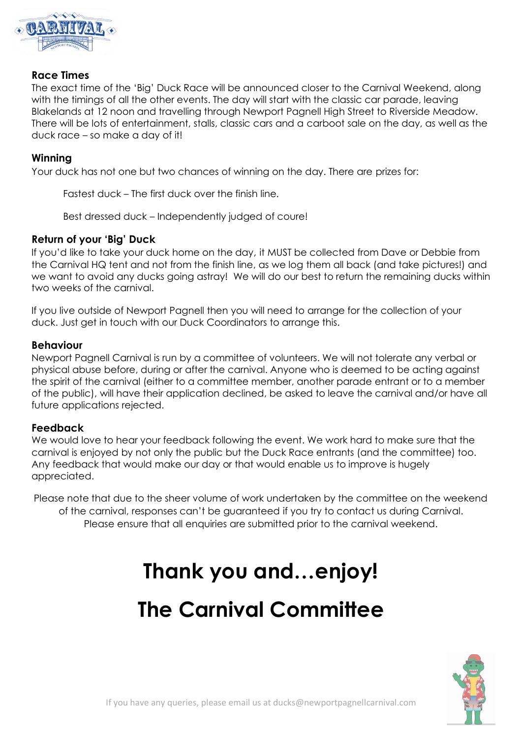### Race Times

The exact time of the 'Big' Duck Race will be announced closer to the Carnival Weekend, along with the timings of all the other events. The day will start with the classic car parade, leaving Blakelands at 12 noon and travelling through Newport Pagnell High Street to Riverside Meadow. There will be lots of entertainment, stalls, classic cars and a carboot sale on the day, as well as the duck race – so make a day of it!

### Winning

Your duck has not one but two chances of winning on the day. There are prizes for:

Fastest duck – The first duck over the finish line.

Best dressed duck – Independently judged of coure!

### Return of your 'Big' Duck

If you'd like to take your duck home on the day, it MUST be collected from Dave or Debbie from the Carnival HQ tent and not from the finish line, as we log them all back (and take pictures!) and we want to avoid any ducks going astray! We will do our best to return the remaining ducks within two weeks of the carnival.

If you live outside of Newport Pagnell then you will need to arrange for the collection of your duck. Just get in touch with our Duck Coordinators to arrange this.

### Behaviour

Newport Pagnell Carnival is run by a committee of volunteers. We will not tolerate any verbal or physical abuse before, during or after the carnival. Anyone who is deemed to be acting against the spirit of the carnival (either to a committee member, another parade entrant or to a member of the public), will have their application declined, be asked to leave the carnival and/or have all future applications rejected.

### Feedback

We would love to hear your feedback following the event. We work hard to make sure that the carnival is enjoyed by not only the public but the Duck Race entrants (and the committee) too. Any feedback that would make our day or that would enable us to improve is hugely appreciated.

Please note that due to the sheer volume of work undertaken by the committee on the weekend of the carnival, responses can't be guaranteed if you try to contact us during Carnival. Please ensure that all enquiries are submitted prior to the carnival weekend.

# Thank you and…enjoy!

# The Carnival Committee

If you have any queries, please email us at ducks@newportpagnellcarnival.com